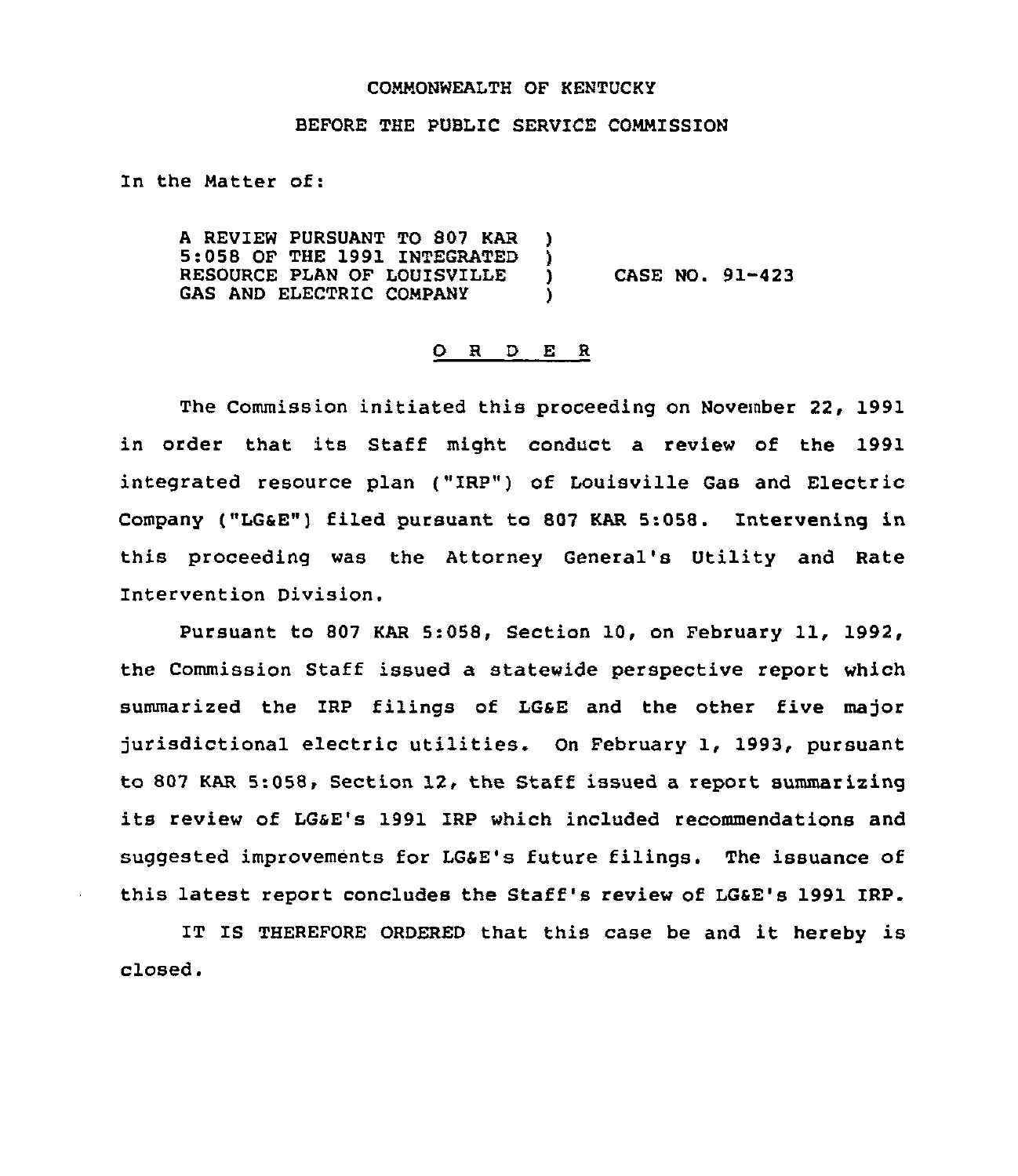COMMONWEALTH OF KENTUCKY

BEFORE THE PUBLIC SERVICE COMMISSION

In the Matter of:

| | | |
|---|---|---|
| A REVIEW PURSUANT TO 807 KAR 5:058 OF THE 1991 INTEGRATED RESOURCE PLAN OF LOUISVILLE GAS AND ELECTRIC COMPANY | ) | CASE NO. 91-423 |

O R D E R

The Commission initiated this proceeding on November 22, 1991 in order that its Staff might conduct a review of the 1991 integrated resource plan ("IRP") of Louisville Gas and Electric Company ("LG&E") filed pursuant to 807 KAR 5:058. Intervening in this proceeding was the Attorney General's Utility and Rate Intervention Division.

Pursuant to 807 KAR 5:058, Section 10, on February 11, 1992, the Commission Staff issued a statewide perspective report which summarized the IRP filings of LG&E and the other five major jurisdictional electric utilities. On February 1, 1993, pursuant to 807 KAR 5:058, Section 12, the Staff issued a report summarizing its review of LG&E's 1991 IRP which included recommendations and suggested improvements for LG&E's future filings. The issuance of this latest report concludes the Staff's review of LG&E's 1991 IRP.

IT IS THEREFORE ORDERED that this case be and it hereby is closed.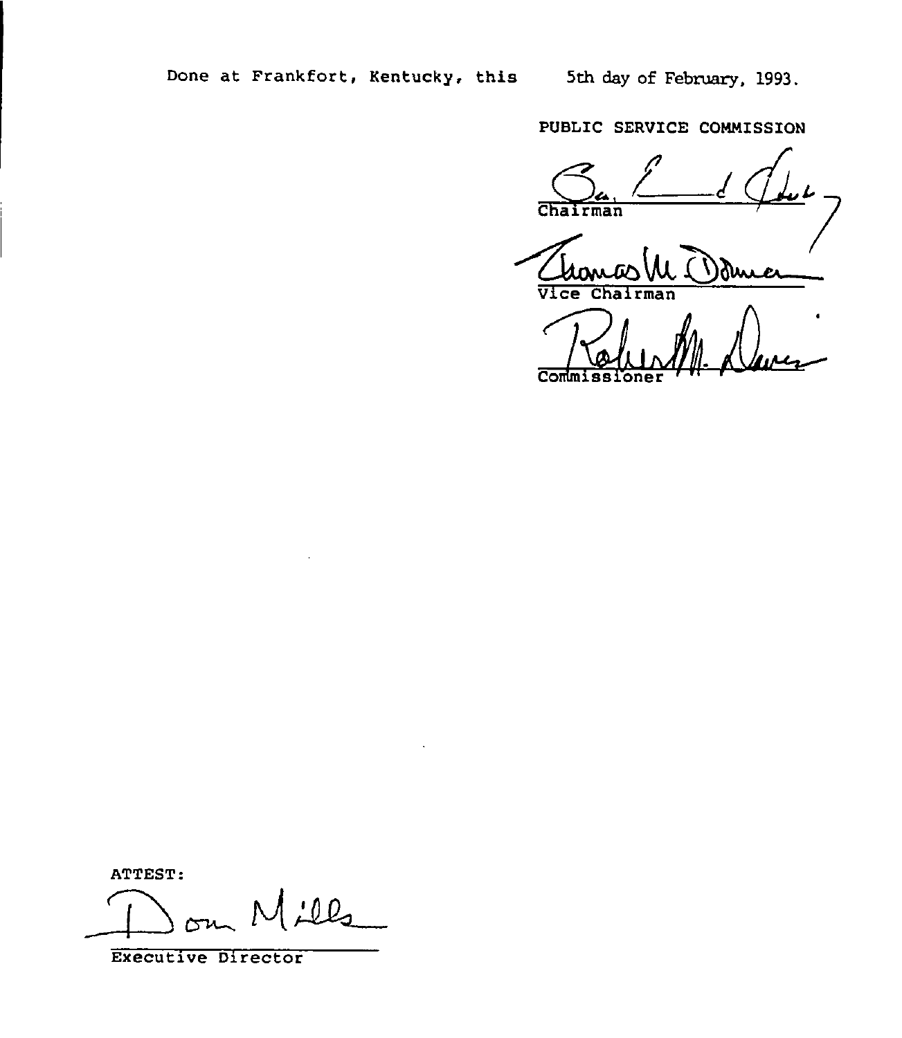Done at Frankfort, Kentucky, this 5th day of February, 1993.

PUBLIC SERVICE COMMISSION

Chairman

Vice Chairman

Commissioner

ATTEST:

Executive Director